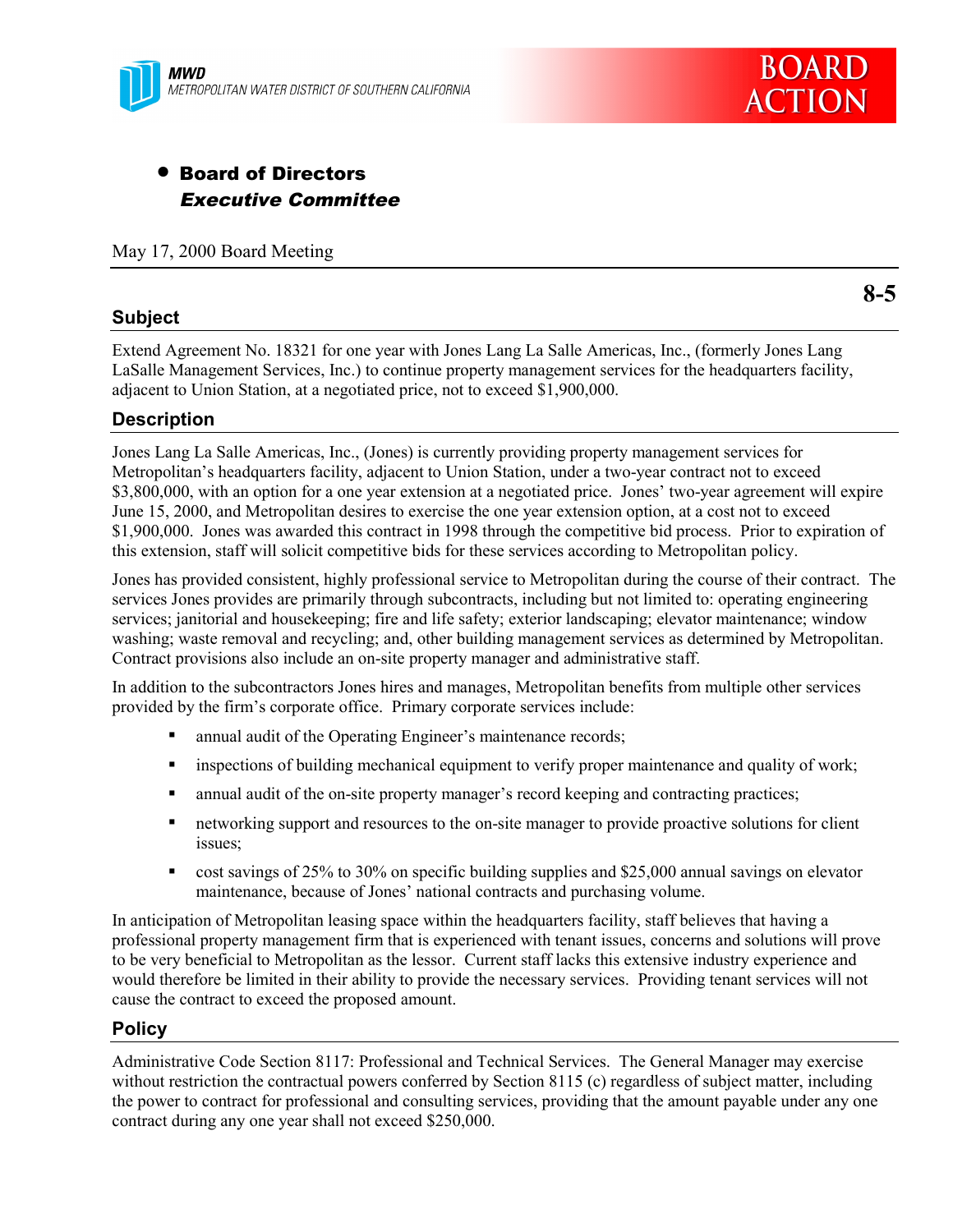MWD
METROPOLITAN WATER DISTRICT OF SOUTHERN CALIFORNIA

BOARD ACTION

- **Board of Directors**
  ***Executive Committee***

May 17, 2000 Board Meeting

**8-5**

## Subject

Extend Agreement No. 18321 for one year with Jones Lang La Salle Americas, Inc., (formerly Jones Lang LaSalle Management Services, Inc.) to continue property management services for the headquarters facility, adjacent to Union Station, at a negotiated price, not to exceed $1,900,000.

## Description

Jones Lang La Salle Americas, Inc., (Jones) is currently providing property management services for Metropolitan's headquarters facility, adjacent to Union Station, under a two-year contract not to exceed $3,800,000, with an option for a one year extension at a negotiated price. Jones' two-year agreement will expire June 15, 2000, and Metropolitan desires to exercise the one year extension option, at a cost not to exceed $1,900,000. Jones was awarded this contract in 1998 through the competitive bid process. Prior to expiration of this extension, staff will solicit competitive bids for these services according to Metropolitan policy.

Jones has provided consistent, highly professional service to Metropolitan during the course of their contract. The services Jones provides are primarily through subcontracts, including but not limited to: operating engineering services; janitorial and housekeeping; fire and life safety; exterior landscaping; elevator maintenance; window washing; waste removal and recycling; and, other building management services as determined by Metropolitan. Contract provisions also include an on-site property manager and administrative staff.

In addition to the subcontractors Jones hires and manages, Metropolitan benefits from multiple other services provided by the firm's corporate office. Primary corporate services include:

- annual audit of the Operating Engineer's maintenance records;
- inspections of building mechanical equipment to verify proper maintenance and quality of work;
- annual audit of the on-site property manager's record keeping and contracting practices;
- networking support and resources to the on-site manager to provide proactive solutions for client issues;
- cost savings of 25% to 30% on specific building supplies and $25,000 annual savings on elevator maintenance, because of Jones' national contracts and purchasing volume.

In anticipation of Metropolitan leasing space within the headquarters facility, staff believes that having a professional property management firm that is experienced with tenant issues, concerns and solutions will prove to be very beneficial to Metropolitan as the lessor. Current staff lacks this extensive industry experience and would therefore be limited in their ability to provide the necessary services. Providing tenant services will not cause the contract to exceed the proposed amount.

## Policy

Administrative Code Section 8117: Professional and Technical Services. The General Manager may exercise without restriction the contractual powers conferred by Section 8115 (c) regardless of subject matter, including the power to contract for professional and consulting services, providing that the amount payable under any one contract during any one year shall not exceed $250,000.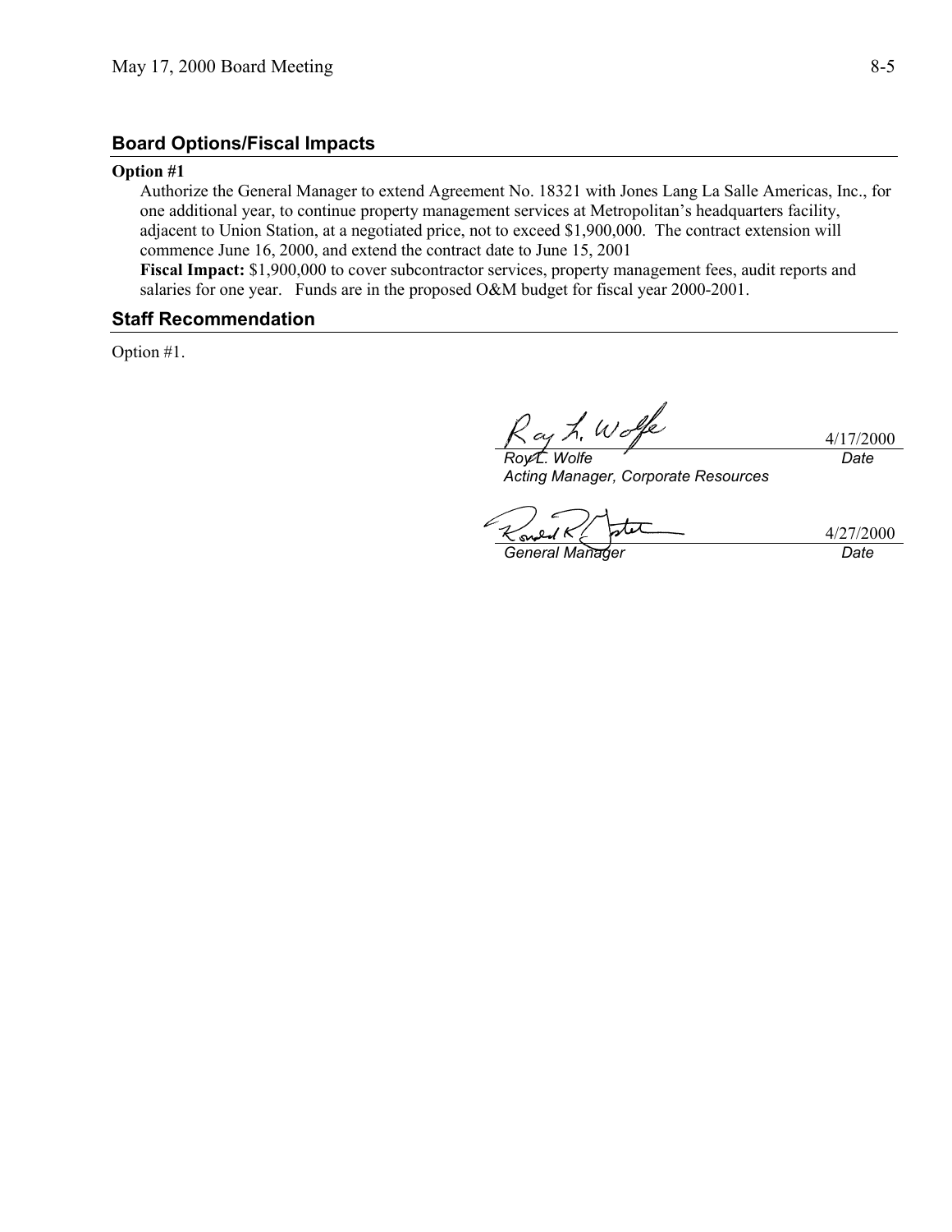## Board Options/Fiscal Impacts

**Option #1**

Authorize the General Manager to extend Agreement No. 18321 with Jones Lang La Salle Americas, Inc., for one additional year, to continue property management services at Metropolitan's headquarters facility, adjacent to Union Station, at a negotiated price, not to exceed $1,900,000. The contract extension will commence June 16, 2000, and extend the contract date to June 15, 2001

**Fiscal Impact:** $1,900,000 to cover subcontractor services, property management fees, audit reports and salaries for one year. Funds are in the proposed O&M budget for fiscal year 2000-2001.

## Staff Recommendation

Option #1.

| | |
|---|---|
| *Roy L. Wolfe* | 4/17/2000 |
| *Acting Manager, Corporate Resources* | *Date* |

| | |
|---|---|
| *General Manager* | 4/27/2000 |
| | *Date* |